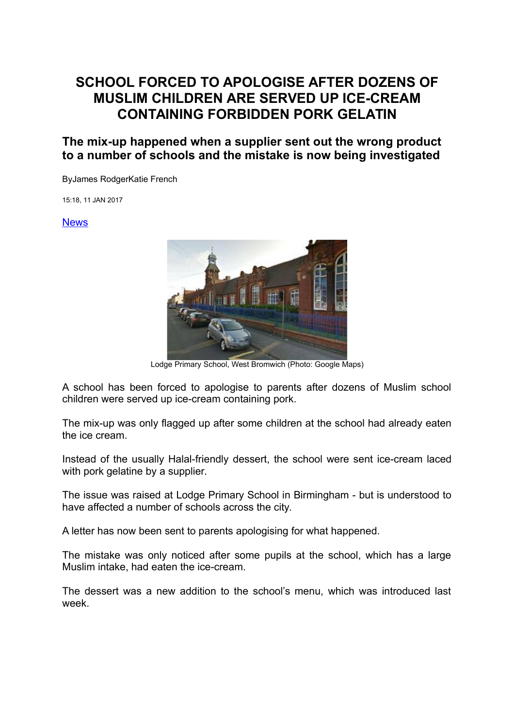# SCHOOL FORCED TO APOLOGISE AFTER DOZENS OF MUSLIM CHILDREN ARE SERVED UP ICE-CREAM CONTAINING FORBIDDEN PORK GELATIN

## The mix-up happened when a supplier sent out the wrong product to a number of schools and the mistake is now being investigated

ByJames RodgerKatie French

15:18, 11 JAN 2017

News

Lodge Primary School, West Bromwich (Photo: Google Maps)

A school has been forced to apologise to parents after dozens of Muslim school children were served up ice-cream containing pork.

The mix-up was only flagged up after some children at the school had already eaten the ice cream.

Instead of the usually Halal-friendly dessert, the school were sent ice-cream laced with pork gelatine by a supplier.

The issue was raised at Lodge Primary School in Birmingham - but is understood to have affected a number of schools across the city.

A letter has now been sent to parents apologising for what happened.

The mistake was only noticed after some pupils at the school, which has a large Muslim intake, had eaten the ice-cream.

The dessert was a new addition to the school's menu, which was introduced last week.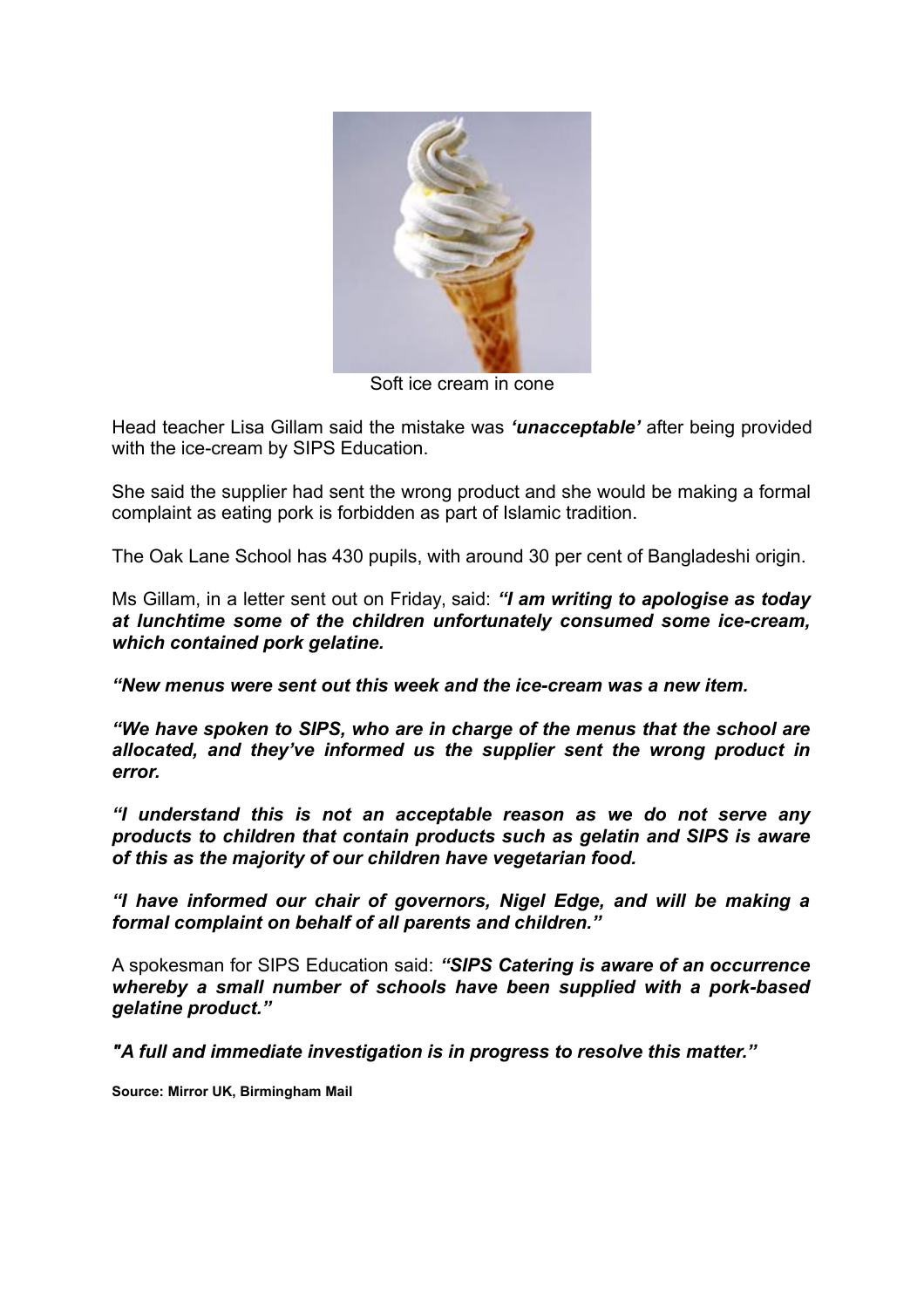Soft ice cream in cone

Head teacher Lisa Gillam said the mistake was ***'unacceptable'*** after being provided with the ice-cream by SIPS Education.

She said the supplier had sent the wrong product and she would be making a formal complaint as eating pork is forbidden as part of Islamic tradition.

The Oak Lane School has 430 pupils, with around 30 per cent of Bangladeshi origin.

Ms Gillam, in a letter sent out on Friday, said: ***"I am writing to apologise as today at lunchtime some of the children unfortunately consumed some ice-cream, which contained pork gelatine.***

***"New menus were sent out this week and the ice-cream was a new item.***

***"We have spoken to SIPS, who are in charge of the menus that the school are allocated, and they've informed us the supplier sent the wrong product in error.***

***"I understand this is not an acceptable reason as we do not serve any products to children that contain products such as gelatin and SIPS is aware of this as the majority of our children have vegetarian food.***

***"I have informed our chair of governors, Nigel Edge, and will be making a formal complaint on behalf of all parents and children."***

A spokesman for SIPS Education said: ***"SIPS Catering is aware of an occurrence whereby a small number of schools have been supplied with a pork-based gelatine product."***

***"A full and immediate investigation is in progress to resolve this matter."***

**Source: Mirror UK, Birmingham Mail**